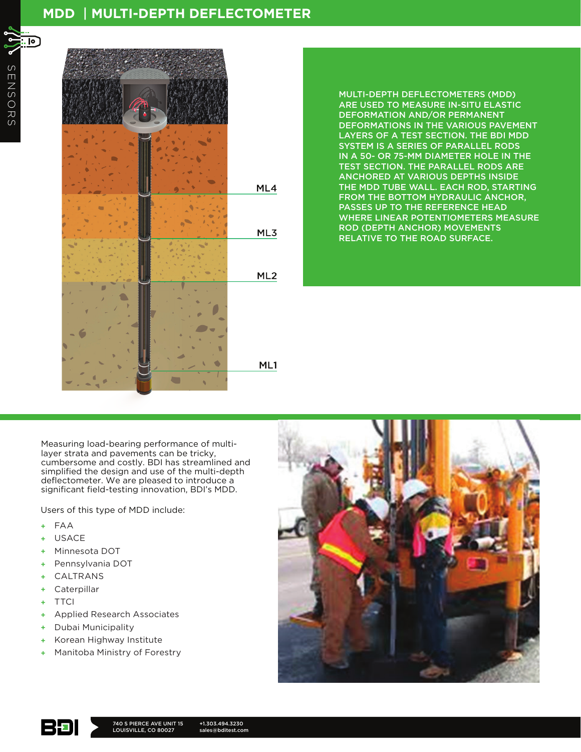# MDD | MULTI-DEPTH DEFLECTOMETER

SENSORS

ML4

ML3

ML2

ML1

MULTI-DEPTH DEFLECTOMETERS (MDD) ARE USED TO MEASURE IN-SITU ELASTIC DEFORMATION AND/OR PERMANENT DEFORMATIONS IN THE VARIOUS PAVEMENT LAYERS OF A TEST SECTION. THE BDI MDD SYSTEM IS A SERIES OF PARALLEL RODS IN A 50- OR 75-MM DIAMETER HOLE IN THE TEST SECTION. THE PARALLEL RODS ARE ANCHORED AT VARIOUS DEPTHS INSIDE THE MDD TUBE WALL. EACH ROD, STARTING FROM THE BOTTOM HYDRAULIC ANCHOR, PASSES UP TO THE REFERENCE HEAD WHERE LINEAR POTENTIOMETERS MEASURE ROD (DEPTH ANCHOR) MOVEMENTS RELATIVE TO THE ROAD SURFACE.

Measuring load-bearing performance of multi-layer strata and pavements can be tricky, cumbersome and costly. BDI has streamlined and simplified the design and use of the multi-depth deflectometer. We are pleased to introduce a significant field-testing innovation, BDI's MDD.

Users of this type of MDD include:

+ FAA
+ USACE
+ Minnesota DOT
+ Pennsylvania DOT
+ CALTRANS
+ Caterpillar
+ TTCI
+ Applied Research Associates
+ Dubai Municipality
+ Korean Highway Institute
+ Manitoba Ministry of Forestry

BDI

740 S PIERCE AVE UNIT 15
LOUISVILLE, CO 80027

+1.303.494.3230
sales@bditest.com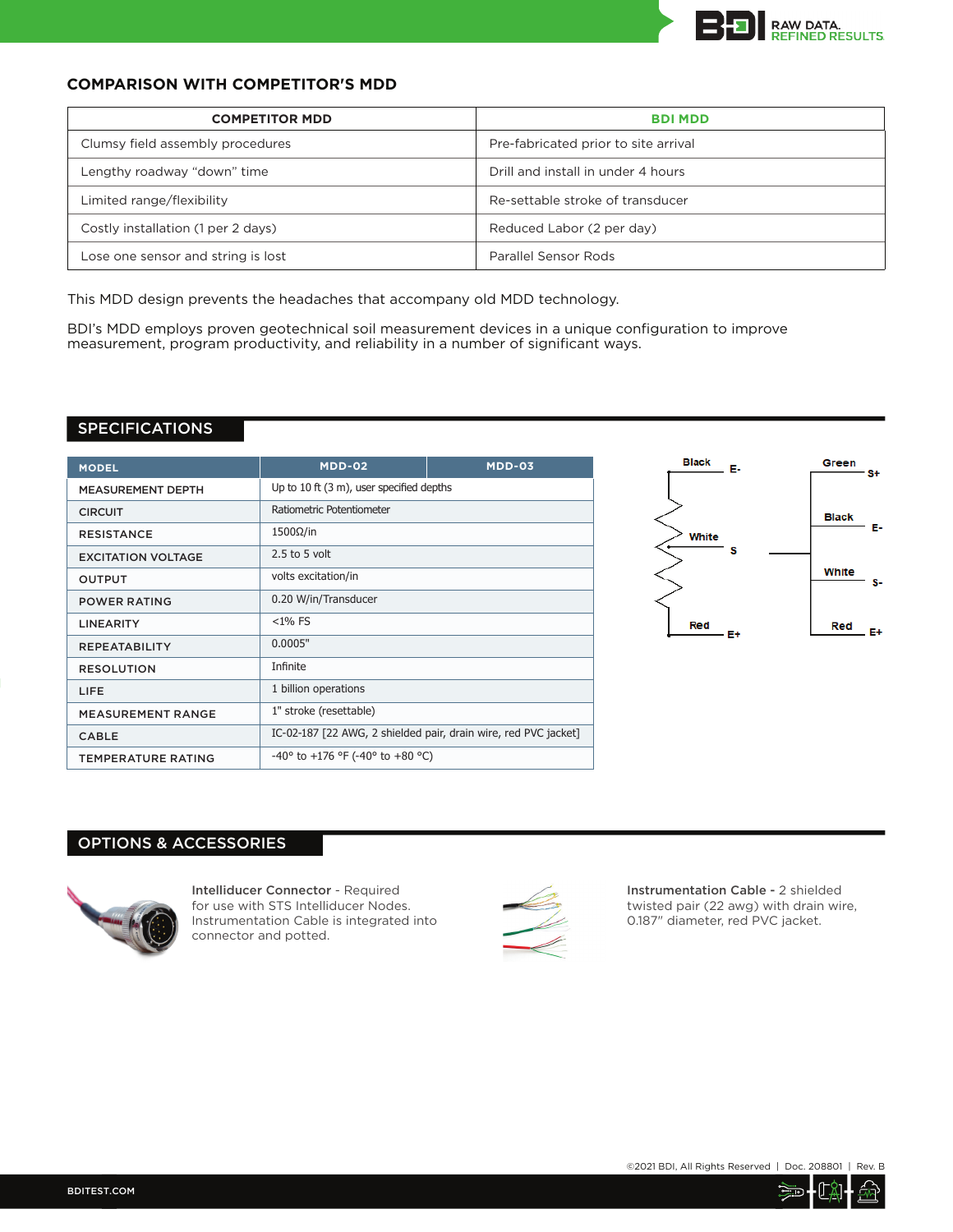## COMPARISON WITH COMPETITOR'S MDD

| COMPETITOR MDD | BDI MDD |
|---|---|
| Clumsy field assembly procedures | Pre-fabricated prior to site arrival |
| Lengthy roadway "down" time | Drill and install in under 4 hours |
| Limited range/flexibility | Re-settable stroke of transducer |
| Costly installation (1 per 2 days) | Reduced Labor (2 per day) |
| Lose one sensor and string is lost | Parallel Sensor Rods |

This MDD design prevents the headaches that accompany old MDD technology.

BDI's MDD employs proven geotechnical soil measurement devices in a unique configuration to improve measurement, program productivity, and reliability in a number of significant ways.

## SPECIFICATIONS

| MODEL | MDD-02 | MDD-03 |
|---|---|---|
| MEASUREMENT DEPTH | Up to 10 ft (3 m), user specified depths | |
| CIRCUIT | Ratiometric Potentiometer | |
| RESISTANCE | 1500Ω/in | |
| EXCITATION VOLTAGE | 2.5 to 5 volt | |
| OUTPUT | volts excitation/in | |
| POWER RATING | 0.20 W/in/Transducer | |
| LINEARITY | <1% FS | |
| REPEATABILITY | 0.0005" | |
| RESOLUTION | Infinite | |
| LIFE | 1 billion operations | |
| MEASUREMENT RANGE | 1" stroke (resettable) | |
| CABLE | IC-02-187 [22 AWG, 2 shielded pair, drain wire, red PVC jacket] | |
| TEMPERATURE RATING | -40° to +176 °F (-40° to +80 °C) | |

Black E-
White S
Red E+

Green S+
Black E-
White S-
Red E+

## OPTIONS & ACCESSORIES

**Intelliducer Connector** - Required for use with STS Intelliducer Nodes. Instrumentation Cable is integrated into connector and potted.

**Instrumentation Cable** - 2 shielded twisted pair (22 awg) with drain wire, 0.187" diameter, red PVC jacket.

©2021 BDI, All Rights Reserved | Doc. 208801 | Rev. B

BDITEST.COM